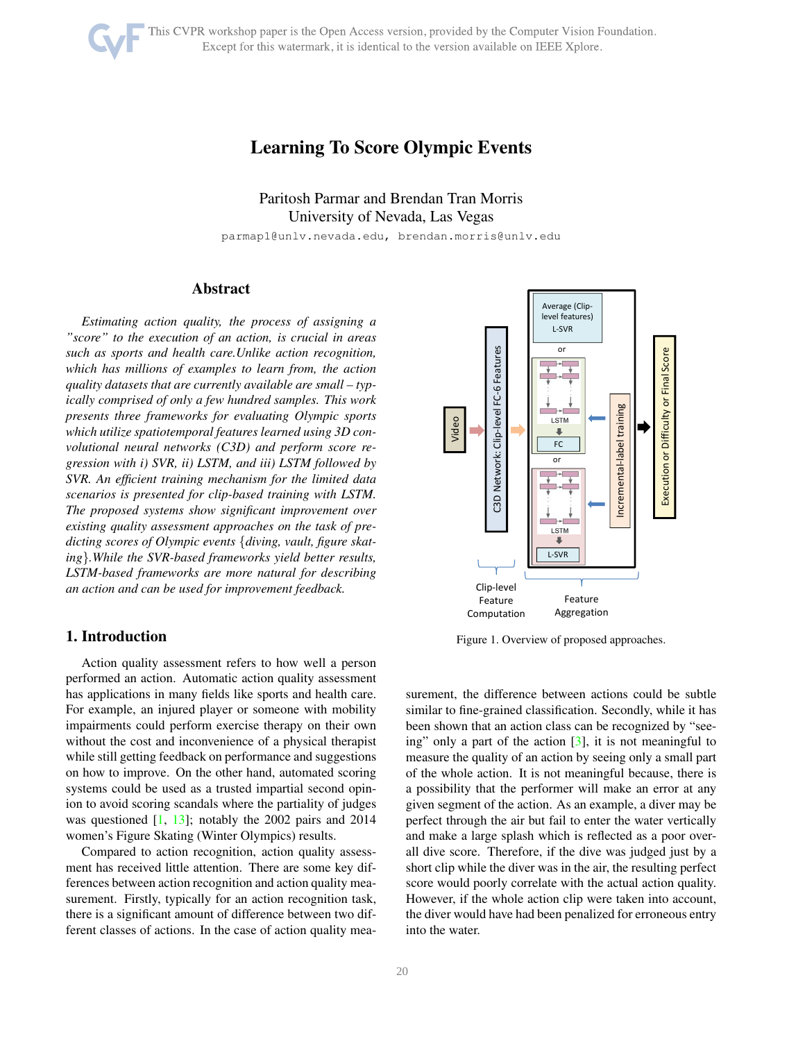This CVPR workshop paper is the Open Access version, provided by the Computer Vision Foundation. Except for this watermark, it is identical to the version available on IEEE Xplore.

# Learning To Score Olympic Events

Paritosh Parmar and Brendan Tran Morris
University of Nevada, Las Vegas

parmap1@unlv.nevada.edu, brendan.morris@unlv.edu

## Abstract

*Estimating action quality, the process of assigning a "score" to the execution of an action, is crucial in areas such as sports and health care. Unlike action recognition, which has millions of examples to learn from, the action quality datasets that are currently available are small – typically comprised of only a few hundred samples. This work presents three frameworks for evaluating Olympic sports which utilize spatiotemporal features learned using 3D convolutional neural networks (C3D) and perform score regression with i) SVR, ii) LSTM, and iii) LSTM followed by SVR. An efficient training mechanism for the limited data scenarios is presented for clip-based training with LSTM. The proposed systems show significant improvement over existing quality assessment approaches on the task of predicting scores of Olympic events {diving, vault, figure skating}. While the SVR-based frameworks yield better results, LSTM-based frameworks are more natural for describing an action and can be used for improvement feedback.*

Figure 1. Overview of proposed approaches.

## 1. Introduction

Action quality assessment refers to how well a person performed an action. Automatic action quality assessment has applications in many fields like sports and health care. For example, an injured player or someone with mobility impairments could perform exercise therapy on their own without the cost and inconvenience of a physical therapist while still getting feedback on performance and suggestions on how to improve. On the other hand, automated scoring systems could be used as a trusted impartial second opinion to avoid scoring scandals where the partiality of judges was questioned [1, 13]; notably the 2002 pairs and 2014 women's Figure Skating (Winter Olympics) results.

Compared to action recognition, action quality assessment has received little attention. There are some key differences between action recognition and action quality measurement. Firstly, typically for an action recognition task, there is a significant amount of difference between two different classes of actions. In the case of action quality measurement, the difference between actions could be subtle similar to fine-grained classification. Secondly, while it has been shown that an action class can be recognized by "seeing" only a part of the action [3], it is not meaningful to measure the quality of an action by seeing only a small part of the whole action. It is not meaningful because, there is a possibility that the performer will make an error at any given segment of the action. As an example, a diver may be perfect through the air but fail to enter the water vertically and make a large splash which is reflected as a poor overall dive score. Therefore, if the dive was judged just by a short clip while the diver was in the air, the resulting perfect score would poorly correlate with the actual action quality. However, if the whole action clip were taken into account, the diver would have had been penalized for erroneous entry into the water.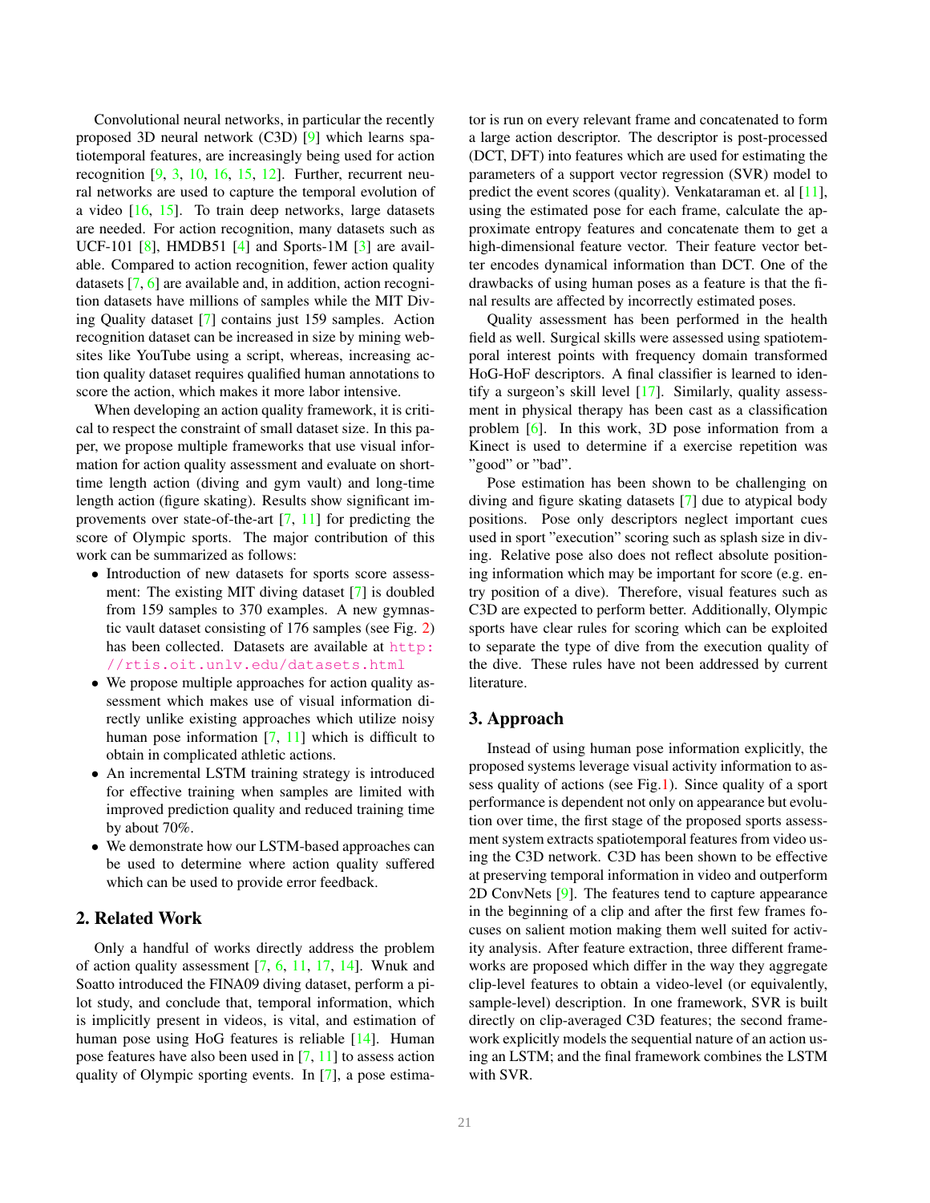Convolutional neural networks, in particular the recently proposed 3D neural network (C3D) [9] which learns spatiotemporal features, are increasingly being used for action recognition [9, 3, 10, 16, 15, 12]. Further, recurrent neural networks are used to capture the temporal evolution of a video [16, 15]. To train deep networks, large datasets are needed. For action recognition, many datasets such as UCF-101 [8], HMDB51 [4] and Sports-1M [3] are available. Compared to action recognition, fewer action quality datasets [7, 6] are available and, in addition, action recognition datasets have millions of samples while the MIT Diving Quality dataset [7] contains just 159 samples. Action recognition dataset can be increased in size by mining websites like YouTube using a script, whereas, increasing action quality dataset requires qualified human annotations to score the action, which makes it more labor intensive.

When developing an action quality framework, it is critical to respect the constraint of small dataset size. In this paper, we propose multiple frameworks that use visual information for action quality assessment and evaluate on short-time length action (diving and gym vault) and long-time length action (figure skating). Results show significant improvements over state-of-the-art [7, 11] for predicting the score of Olympic sports. The major contribution of this work can be summarized as follows:

- Introduction of new datasets for sports score assessment: The existing MIT diving dataset [7] is doubled from 159 samples to 370 examples. A new gymnastic vault dataset consisting of 176 samples (see Fig. 2) has been collected. Datasets are available at http://rtis.oit.unlv.edu/datasets.html
- We propose multiple approaches for action quality assessment which makes use of visual information directly unlike existing approaches which utilize noisy human pose information [7, 11] which is difficult to obtain in complicated athletic actions.
- An incremental LSTM training strategy is introduced for effective training when samples are limited with improved prediction quality and reduced training time by about 70%.
- We demonstrate how our LSTM-based approaches can be used to determine where action quality suffered which can be used to provide error feedback.

## 2. Related Work

Only a handful of works directly address the problem of action quality assessment [7, 6, 11, 17, 14]. Wnuk and Soatto introduced the FINA09 diving dataset, perform a pilot study, and conclude that, temporal information, which is implicitly present in videos, is vital, and estimation of human pose using HoG features is reliable [14]. Human pose features have also been used in [7, 11] to assess action quality of Olympic sporting events. In [7], a pose estimator is run on every relevant frame and concatenated to form a large action descriptor. The descriptor is post-processed (DCT, DFT) into features which are used for estimating the parameters of a support vector regression (SVR) model to predict the event scores (quality). Venkataraman et. al [11], using the estimated pose for each frame, calculate the approximate entropy features and concatenate them to get a high-dimensional feature vector. Their feature vector better encodes dynamical information than DCT. One of the drawbacks of using human poses as a feature is that the final results are affected by incorrectly estimated poses.

Quality assessment has been performed in the health field as well. Surgical skills were assessed using spatiotemporal interest points with frequency domain transformed HoG-HoF descriptors. A final classifier is learned to identify a surgeon's skill level [17]. Similarly, quality assessment in physical therapy has been cast as a classification problem [6]. In this work, 3D pose information from a Kinect is used to determine if a exercise repetition was "good" or "bad".

Pose estimation has been shown to be challenging on diving and figure skating datasets [7] due to atypical body positions. Pose only descriptors neglect important cues used in sport "execution" scoring such as splash size in diving. Relative pose also does not reflect absolute positioning information which may be important for score (e.g. entry position of a dive). Therefore, visual features such as C3D are expected to perform better. Additionally, Olympic sports have clear rules for scoring which can be exploited to separate the type of dive from the execution quality of the dive. These rules have not been addressed by current literature.

## 3. Approach

Instead of using human pose information explicitly, the proposed systems leverage visual activity information to assess quality of actions (see Fig.1). Since quality of a sport performance is dependent not only on appearance but evolution over time, the first stage of the proposed sports assessment system extracts spatiotemporal features from video using the C3D network. C3D has been shown to be effective at preserving temporal information in video and outperform 2D ConvNets [9]. The features tend to capture appearance in the beginning of a clip and after the first few frames focuses on salient motion making them well suited for activity analysis. After feature extraction, three different frameworks are proposed which differ in the way they aggregate clip-level features to obtain a video-level (or equivalently, sample-level) description. In one framework, SVR is built directly on clip-averaged C3D features; the second framework explicitly models the sequential nature of an action using an LSTM; and the final framework combines the LSTM with SVR.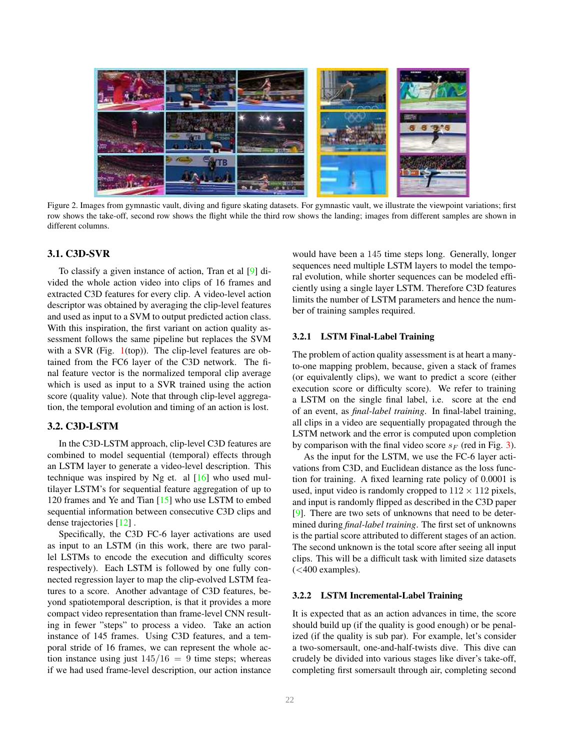Figure 2. Images from gymnastic vault, diving and figure skating datasets. For gymnastic vault, we illustrate the viewpoint variations; first row shows the take-off, second row shows the flight while the third row shows the landing; images from different samples are shown in different columns.

### 3.1. C3D-SVR

To classify a given instance of action, Tran et al [9] divided the whole action video into clips of 16 frames and extracted C3D features for every clip. A video-level action descriptor was obtained by averaging the clip-level features and used as input to a SVM to output predicted action class. With this inspiration, the first variant on action quality assessment follows the same pipeline but replaces the SVM with a SVR (Fig. 1(top)). The clip-level features are obtained from the FC6 layer of the C3D network. The final feature vector is the normalized temporal clip average which is used as input to a SVR trained using the action score (quality value). Note that through clip-level aggregation, the temporal evolution and timing of an action is lost.

### 3.2. C3D-LSTM

In the C3D-LSTM approach, clip-level C3D features are combined to model sequential (temporal) effects through an LSTM layer to generate a video-level description. This technique was inspired by Ng et. al [16] who used multilayer LSTM's for sequential feature aggregation of up to 120 frames and Ye and Tian [15] who use LSTM to embed sequential information between consecutive C3D clips and dense trajectories [12] .

Specifically, the C3D FC-6 layer activations are used as input to an LSTM (in this work, there are two parallel LSTMs to encode the execution and difficulty scores respectively). Each LSTM is followed by one fully connected regression layer to map the clip-evolved LSTM features to a score. Another advantage of C3D features, beyond spatiotemporal description, is that it provides a more compact video representation than frame-level CNN resulting in fewer "steps" to process a video. Take an action instance of 145 frames. Using C3D features, and a temporal stride of 16 frames, we can represent the whole action instance using just $145/16 = 9$ time steps; whereas if we had used frame-level description, our action instance would have been a 145 time steps long. Generally, longer sequences need multiple LSTM layers to model the temporal evolution, while shorter sequences can be modeled efficiently using a single layer LSTM. Therefore C3D features limits the number of LSTM parameters and hence the number of training samples required.

#### 3.2.1 LSTM Final-Label Training

The problem of action quality assessment is at heart a many-to-one mapping problem, because, given a stack of frames (or equivalently clips), we want to predict a score (either execution score or difficulty score). We refer to training a LSTM on the single final label, i.e. score at the end of an event, as *final-label training*. In final-label training, all clips in a video are sequentially propagated through the LSTM network and the error is computed upon completion by comparison with the final video score $s_F$ (red in Fig. 3).

As the input for the LSTM, we use the FC-6 layer activations from C3D, and Euclidean distance as the loss function for training. A fixed learning rate policy of 0.0001 is used, input video is randomly cropped to $112 \times 112$ pixels, and input is randomly flipped as described in the C3D paper [9]. There are two sets of unknowns that need to be determined during *final-label training*. The first set of unknowns is the partial score attributed to different stages of an action. The second unknown is the total score after seeing all input clips. This will be a difficult task with limited size datasets (<400 examples).

#### 3.2.2 LSTM Incremental-Label Training

It is expected that as an action advances in time, the score should build up (if the quality is good enough) or be penalized (if the quality is sub par). For example, let's consider a two-somersault, one-and-half-twists dive. This dive can crudely be divided into various stages like diver's take-off, completing first somersault through air, completing second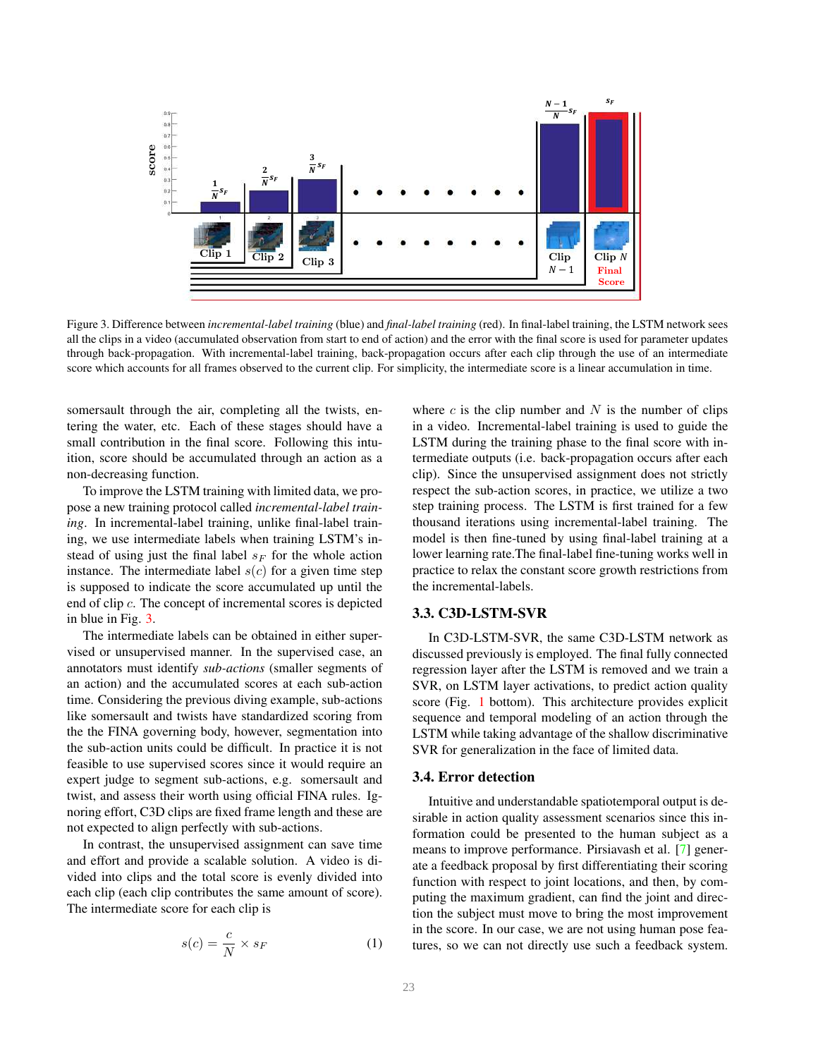Figure 3. Difference between *incremental-label training* (blue) and *final-label training* (red). In final-label training, the LSTM network sees all the clips in a video (accumulated observation from start to end of action) and the error with the final score is used for parameter updates through back-propagation. With incremental-label training, back-propagation occurs after each clip through the use of an intermediate score which accounts for all frames observed to the current clip. For simplicity, the intermediate score is a linear accumulation in time.

somersault through the air, completing all the twists, entering the water, etc. Each of these stages should have a small contribution in the final score. Following this intuition, score should be accumulated through an action as a non-decreasing function.

To improve the LSTM training with limited data, we propose a new training protocol called *incremental-label training*. In incremental-label training, unlike final-label training, we use intermediate labels when training LSTM's instead of using just the final label $s_F$ for the whole action instance. The intermediate label $s(c)$ for a given time step is supposed to indicate the score accumulated up until the end of clip $c$. The concept of incremental scores is depicted in blue in Fig. 3.

The intermediate labels can be obtained in either supervised or unsupervised manner. In the supervised case, an annotators must identify *sub-actions* (smaller segments of an action) and the accumulated scores at each sub-action time. Considering the previous diving example, sub-actions like somersault and twists have standardized scoring from the the FINA governing body, however, segmentation into the sub-action units could be difficult. In practice it is not feasible to use supervised scores since it would require an expert judge to segment sub-actions, e.g. somersault and twist, and assess their worth using official FINA rules. Ignoring that effort, C3D clips are fixed frame length and these are not expected to align perfectly with sub-actions.

In contrast, the unsupervised assignment can save time and effort and provide a scalable solution. A video is divided into clips and the total score is evenly divided into each clip (each clip contributes the same amount of score). The intermediate score for each clip is

$$s(c) = \frac{c}{N} \times s_F \qquad (1)$$

where $c$ is the clip number and $N$ is the number of clips in a video. Incremental-label training is used to guide the LSTM during the training phase to the final score with intermediate outputs (i.e. back-propagation occurs after each clip). Since the unsupervised assignment does not strictly respect the sub-action scores, in practice, we utilize a two step training process. The LSTM is first trained for a few thousand iterations using incremental-label training. The model is then fine-tuned by using final-label training at a lower learning rate.The final-label fine-tuning works well in practice to relax the constant score growth restrictions from the incremental-labels.

### 3.3. C3D-LSTM-SVR

In C3D-LSTM-SVR, the same C3D-LSTM network as discussed previously is employed. The final fully connected regression layer after the LSTM is removed and we train a SVR, on LSTM layer activations, to predict action quality score (Fig. 1 bottom). This architecture provides explicit sequence and temporal modeling of an action through the LSTM while taking advantage of the shallow discriminative SVR for generalization in the face of limited data.

### 3.4. Error detection

Intuitive and understandable spatiotemporal output is desirable in action quality assessment scenarios since this information could be presented to the human subject as a means to improve performance. Pirsiavash et al. [7] generate a feedback proposal by first differentiating their scoring function with respect to joint locations, and then, by computing the maximum gradient, can find the joint and direction the subject must move to bring the most improvement in the score. In our case, we are not using human pose features, so we can not directly use such a feedback system.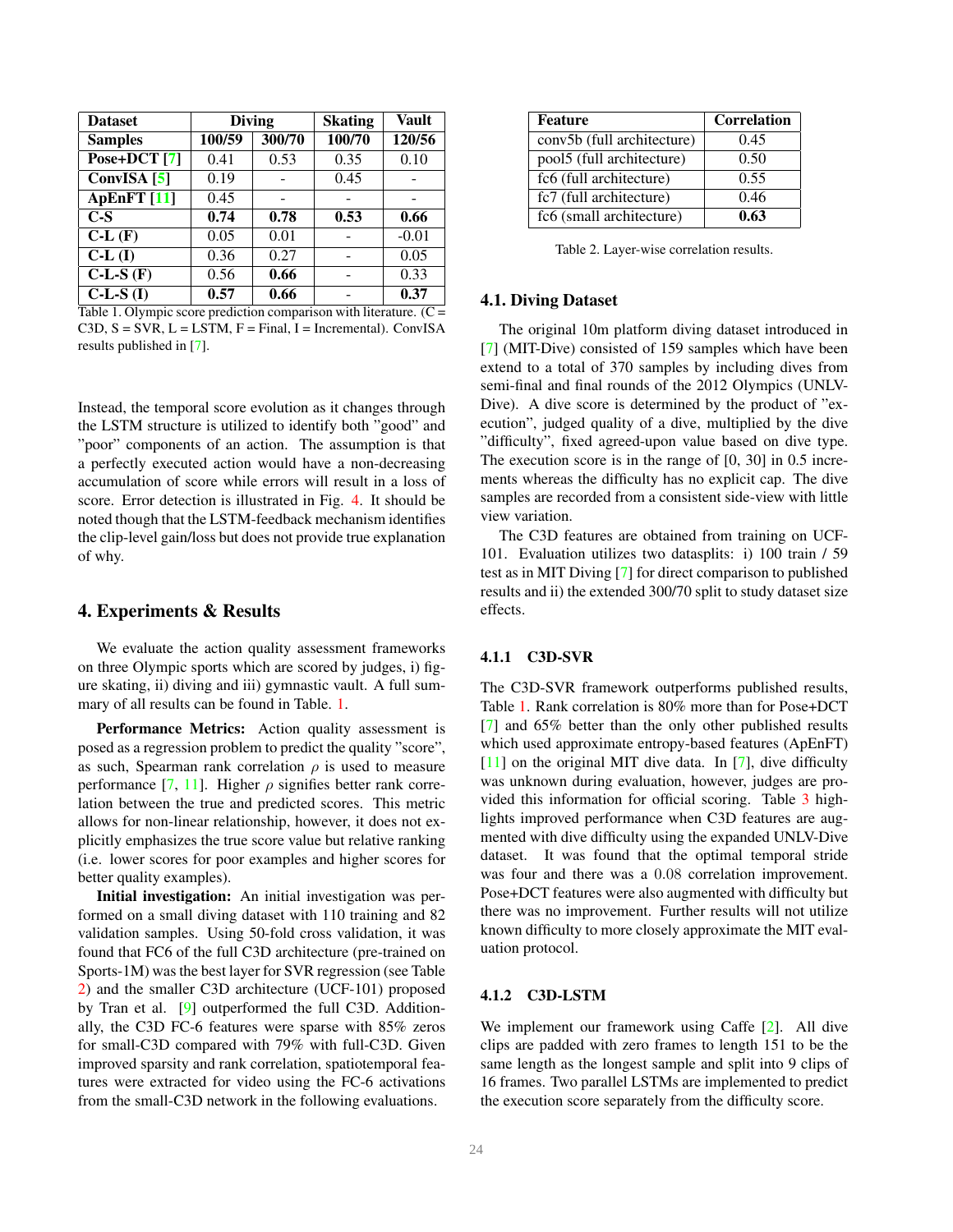| Dataset | Diving | | Skating | Vault |
|---|---|---|---|---|
| **Samples** | **100/59** | **300/70** | **100/70** | **120/56** |
| **Pose+DCT [7]** | 0.41 | 0.53 | 0.35 | 0.10 |
| **ConvISA [5]** | 0.19 | - | 0.45 | - |
| **ApEnFT [11]** | 0.45 | - | - | - |
| **C-S** | **0.74** | **0.78** | **0.53** | **0.66** |
| **C-L (F)** | 0.05 | 0.01 | - | -0.01 |
| **C-L (I)** | 0.36 | 0.27 | - | 0.05 |
| **C-L-S (F)** | 0.56 | **0.66** | - | 0.33 |
| **C-L-S (I)** | **0.57** | **0.66** | - | **0.37** |

Table 1. Olympic score prediction comparison with literature. (C = C3D, S = SVR, L = LSTM, F = Final, I = Incremental). ConvISA results published in [7].

Instead, the temporal score evolution as it changes through the LSTM structure is utilized to identify both "good" and "poor" components of an action. The assumption is that a perfectly executed action would have a non-decreasing accumulation of score while errors will result in a loss of score. Error detection is illustrated in Fig. 4. It should be noted though that the LSTM-feedback mechanism identifies the clip-level gain/loss but does not provide true explanation of why.

## 4. Experiments & Results

We evaluate the action quality assessment frameworks on three Olympic sports which are scored by judges, i) figure skating, ii) diving and iii) gymnastic vault. A full summary of all results can be found in Table. 1.

**Performance Metrics:** Action quality assessment is posed as a regression problem to predict the quality "score", as such, Spearman rank correlation $\rho$ is used to measure performance [7, 11]. Higher $\rho$ signifies better rank correlation between the true and predicted scores. This metric allows for non-linear relationship, however, it does not explicitly emphasizes the true score value but relative ranking (i.e. lower scores for poor examples and higher scores for better quality examples).

**Initial investigation:** An initial investigation was performed on a small diving dataset with 110 training and 82 validation samples. Using 50-fold cross validation, it was found that FC6 of the full C3D architecture (pre-trained on Sports-1M) was the best layer for SVR regression (see Table 2) and the smaller C3D architecture (UCF-101) proposed by Tran et al. [9] outperformed the full C3D. Additionally, the C3D FC-6 features were sparse with 85% zeros for small-C3D compared with 79% with full-C3D. Given improved sparsity and rank correlation, spatiotemporal features were extracted for video using the FC-6 activations from the small-C3D network in the following evaluations.

| Feature | Correlation |
|---|---|
| conv5b (full architecture) | 0.45 |
| pool5 (full architecture) | 0.50 |
| fc6 (full architecture) | 0.55 |
| fc7 (full architecture) | 0.46 |
| fc6 (small architecture) | **0.63** |

Table 2. Layer-wise correlation results.

### 4.1. Diving Dataset

The original 10m platform diving dataset introduced in [7] (MIT-Dive) consisted of 159 samples which have been extend to a total of 370 samples by including dives from semi-final and final rounds of the 2012 Olympics (UNLV-Dive). A dive score is determined by the product of "execution", judged quality of a dive, multiplied by the dive "difficulty", fixed agreed-upon value based on dive type. The execution score is in the range of [0, 30] in 0.5 increments whereas the difficulty has no explicit cap. The dive samples are recorded from a consistent side-view with little view variation.

The C3D features are obtained from training on UCF-101. Evaluation utilizes two datasplits: i) 100 train / 59 test as in MIT Diving [7] for direct comparison to published results and ii) the extended 300/70 split to study dataset size effects.

#### 4.1.1 C3D-SVR

The C3D-SVR framework outperforms published results, Table 1. Rank correlation is 80% more than for Pose+DCT [7] and 65% better than the only other published results which used approximate entropy-based features (ApEnFT) [11] on the original MIT dive data. In [7], dive difficulty was unknown during evaluation, however, judges are provided this information for official scoring. Table 3 highlights improved performance when C3D features are augmented with dive difficulty using the expanded UNLV-Dive dataset. It was found that the optimal temporal stride was four and there was a 0.08 correlation improvement. Pose+DCT features were also augmented with difficulty but there was no improvement. Further results will not utilize known difficulty to more closely approximate the MIT evaluation protocol.

#### 4.1.2 C3D-LSTM

We implement our framework using Caffe [2]. All dive clips are padded with zero frames to length 151 to be the same length as the longest sample and split into 9 clips of 16 frames. Two parallel LSTMs are implemented to predict the execution score separately from the difficulty score.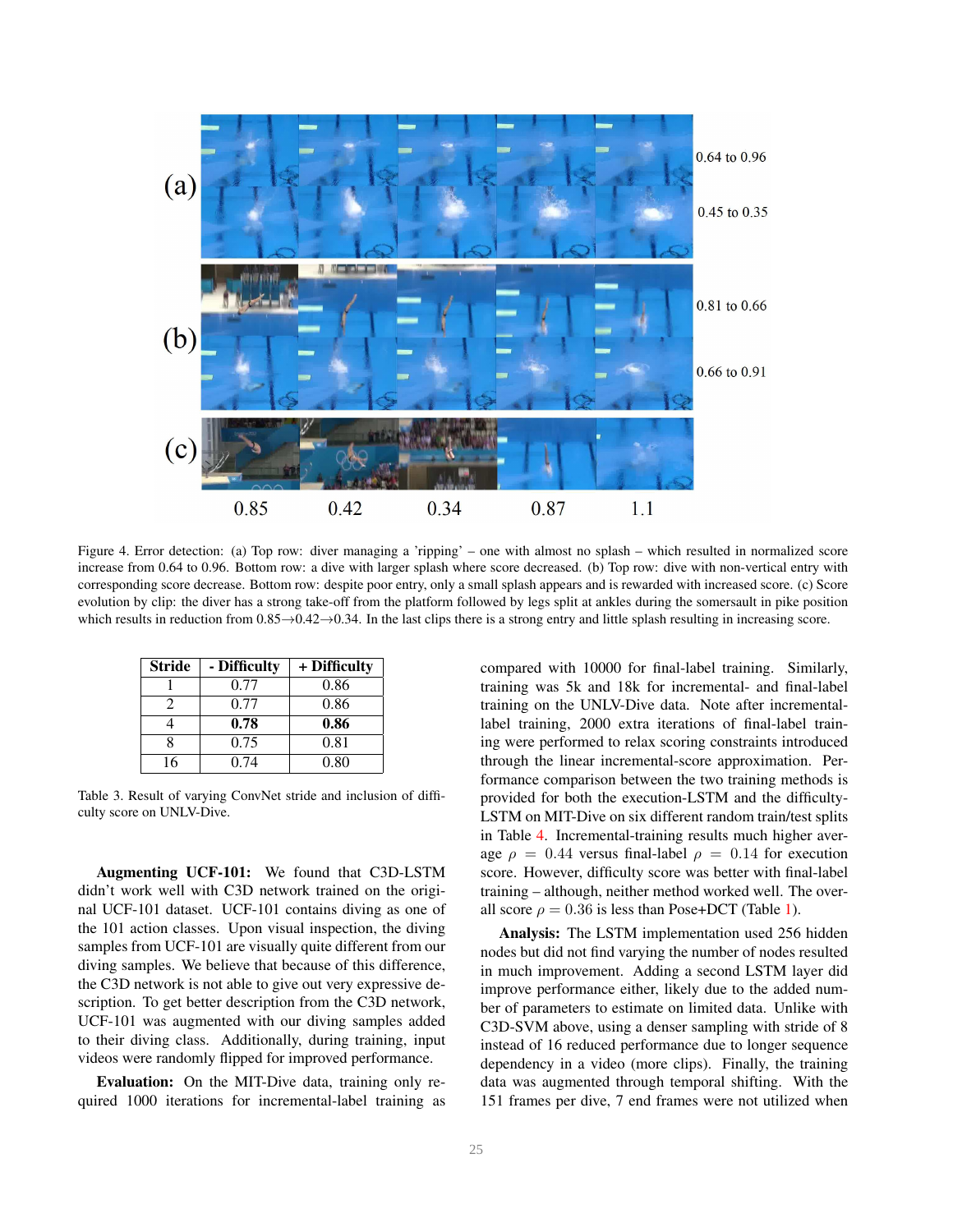Figure 4. Error detection: (a) Top row: diver managing a 'ripping' – one with almost no splash – which resulted in normalized score increase from 0.64 to 0.96. Bottom row: a dive with larger splash where score decreased. (b) Top row: dive with non-vertical entry with corresponding score decrease. Bottom row: despite poor entry, only a small splash appears and is rewarded with increased score. (c) Score evolution by clip: the diver has a strong take-off from the platform followed by legs split at ankles during the somersault in pike position which results in reduction from 0.85→0.42→0.34. In the last clips there is a strong entry and little splash resulting in increasing score.

| Stride | - Difficulty | + Difficulty |
|---|---|---|
| 1 | 0.77 | 0.86 |
| 2 | 0.77 | 0.86 |
| 4 | **0.78** | **0.86** |
| 8 | 0.75 | 0.81 |
| 16 | 0.74 | 0.80 |

Table 3. Result of varying ConvNet stride and inclusion of difficulty score on UNLV-Dive.

**Augmenting UCF-101:** We found that C3D-LSTM didn't work well with C3D network trained on the original UCF-101 dataset. UCF-101 contains diving as one of the 101 action classes. Upon visual inspection, the diving samples from UCF-101 are visually quite different from our diving samples. We believe that because of this difference, the C3D network is not able to give out very expressive description. To get better description from the C3D network, UCF-101 was augmented with our diving samples added to their diving class. Additionally, during training, input videos were randomly flipped for improved performance.

**Evaluation:** On the MIT-Dive data, training only required 1000 iterations for incremental-label training as compared with 10000 for final-label training. Similarly, training was 5k and 18k for incremental- and final-label training on the UNLV-Dive data. Note after incremental-label training, 2000 extra iterations of final-label training were performed to relax scoring constraints introduced through the linear incremental-score approximation. Performance comparison between the two training methods is provided for both the execution-LSTM and the difficulty-LSTM on MIT-Dive on six different random train/test splits in Table 4. Incremental-training results much higher average $\rho = 0.44$ versus final-label $\rho = 0.14$ for execution score. However, difficulty score was better with final-label training – although, neither method worked well. The overall score $\rho = 0.36$ is less than Pose+DCT (Table 1).

**Analysis:** The LSTM implementation used 256 hidden nodes but did not find varying the number of nodes resulted in much improvement. Adding a second LSTM layer did improve performance either, likely due to the added number of parameters to estimate on limited data. Unlike with C3D-SVM above, using a denser sampling with stride of 8 instead of 16 reduced performance due to longer sequence dependency in a video (more clips). Finally, the training data was augmented through temporal shifting. With the 151 frames per dive, 7 end frames were not utilized when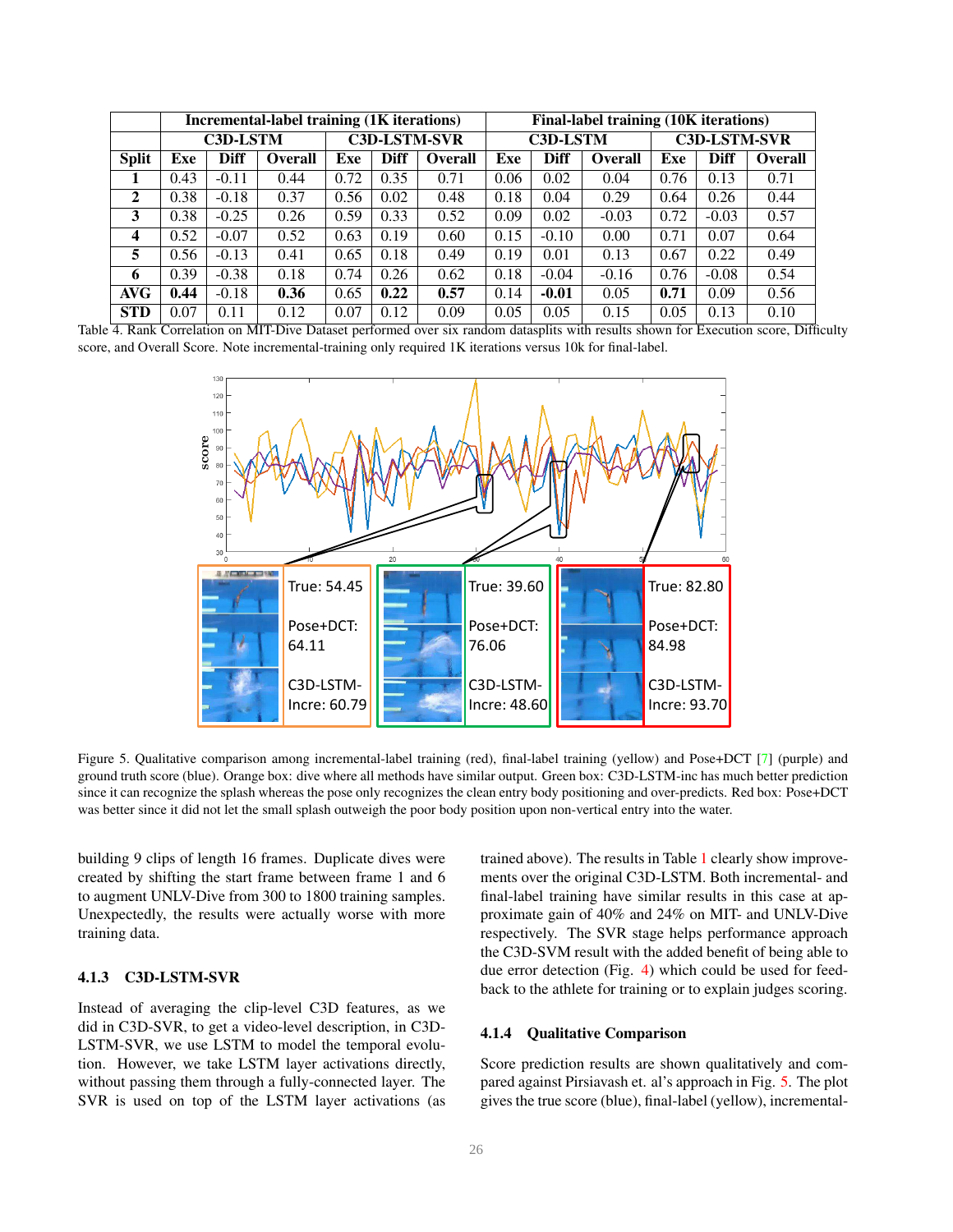|  | Incremental-label training (1K iterations) | | | | | | Final-label training (10K iterations) | | | | | |
|---|---|---|---|---|---|---|---|---|---|---|---|---|
|  | C3D-LSTM | | | C3D-LSTM-SVR | | | C3D-LSTM | | | C3D-LSTM-SVR | | |
| **Split** | **Exe** | **Diff** | **Overall** | **Exe** | **Diff** | **Overall** | **Exe** | **Diff** | **Overall** | **Exe** | **Diff** | **Overall** |
| **1** | 0.43 | -0.11 | 0.44 | 0.72 | 0.35 | 0.71 | 0.06 | 0.02 | 0.04 | 0.76 | 0.13 | 0.71 |
| **2** | 0.38 | -0.18 | 0.37 | 0.56 | 0.02 | 0.48 | 0.18 | 0.04 | 0.29 | 0.64 | 0.26 | 0.44 |
| **3** | 0.38 | -0.25 | 0.26 | 0.59 | 0.33 | 0.52 | 0.09 | 0.02 | -0.03 | 0.72 | -0.03 | 0.57 |
| **4** | 0.52 | -0.07 | 0.52 | 0.63 | 0.19 | 0.60 | 0.15 | -0.10 | 0.00 | 0.71 | 0.07 | 0.64 |
| **5** | 0.56 | -0.13 | 0.41 | 0.65 | 0.18 | 0.49 | 0.19 | 0.01 | 0.13 | 0.67 | 0.22 | 0.49 |
| **6** | 0.39 | -0.38 | 0.18 | 0.74 | 0.26 | 0.62 | 0.18 | -0.04 | -0.16 | 0.76 | -0.08 | 0.54 |
| **AVG** | **0.44** | -0.18 | **0.36** | 0.65 | **0.22** | **0.57** | 0.14 | **-0.01** | 0.05 | **0.71** | 0.09 | 0.56 |
| **STD** | 0.07 | 0.11 | 0.12 | 0.07 | 0.12 | 0.09 | 0.05 | 0.05 | 0.15 | 0.05 | 0.13 | 0.10 |

Table 4. Rank Correlation on MIT-Dive Dataset performed over six random datasplits with results shown for Execution score, Difficulty score, and Overall Score. Note incremental-training only required 1K iterations versus 10k for final-label.

Figure 5. Qualitative comparison among incremental-label training (red), final-label training (yellow) and Pose+DCT [7] (purple) and ground truth score (blue). Orange box: dive where all methods have similar output. Green box: C3D-LSTM-inc has much better prediction since it can recognize the splash whereas the pose only recognizes the clean entry body positioning and over-predicts. Red box: Pose+DCT was better since it did not let the small splash outweigh the poor body position upon non-vertical entry into the water.

building 9 clips of length 16 frames. Duplicate dives were created by shifting the start frame between frame 1 and 6 to augment UNLV-Dive from 300 to 1800 training samples. Unexpectedly, the results were actually worse with more training data.

#### 4.1.3 C3D-LSTM-SVR

Instead of averaging the clip-level C3D features, as we did in C3D-SVR, to get a video-level description, in C3D-LSTM-SVR, we use LSTM to model the temporal evolution. However, we take LSTM layer activations directly, without passing them through a fully-connected layer. The SVR is used on top of the LSTM layer activations (as trained above). The results in Table 1 clearly show improvements over the original C3D-LSTM. Both incremental- and final-label training have similar results in this case at approximate gain of 40% and 24% on MIT- and UNLV-Dive respectively. The SVR stage helps performance approach the C3D-SVM result with the added benefit of being able to due error detection (Fig. 4) which could be used for feedback to the athlete for training or to explain judges scoring.

#### 4.1.4 Qualitative Comparison

Score prediction results are shown qualitatively and compared against Pirsiavash et. al's approach in Fig. 5. The plot gives the true score (blue), final-label (yellow), incremental-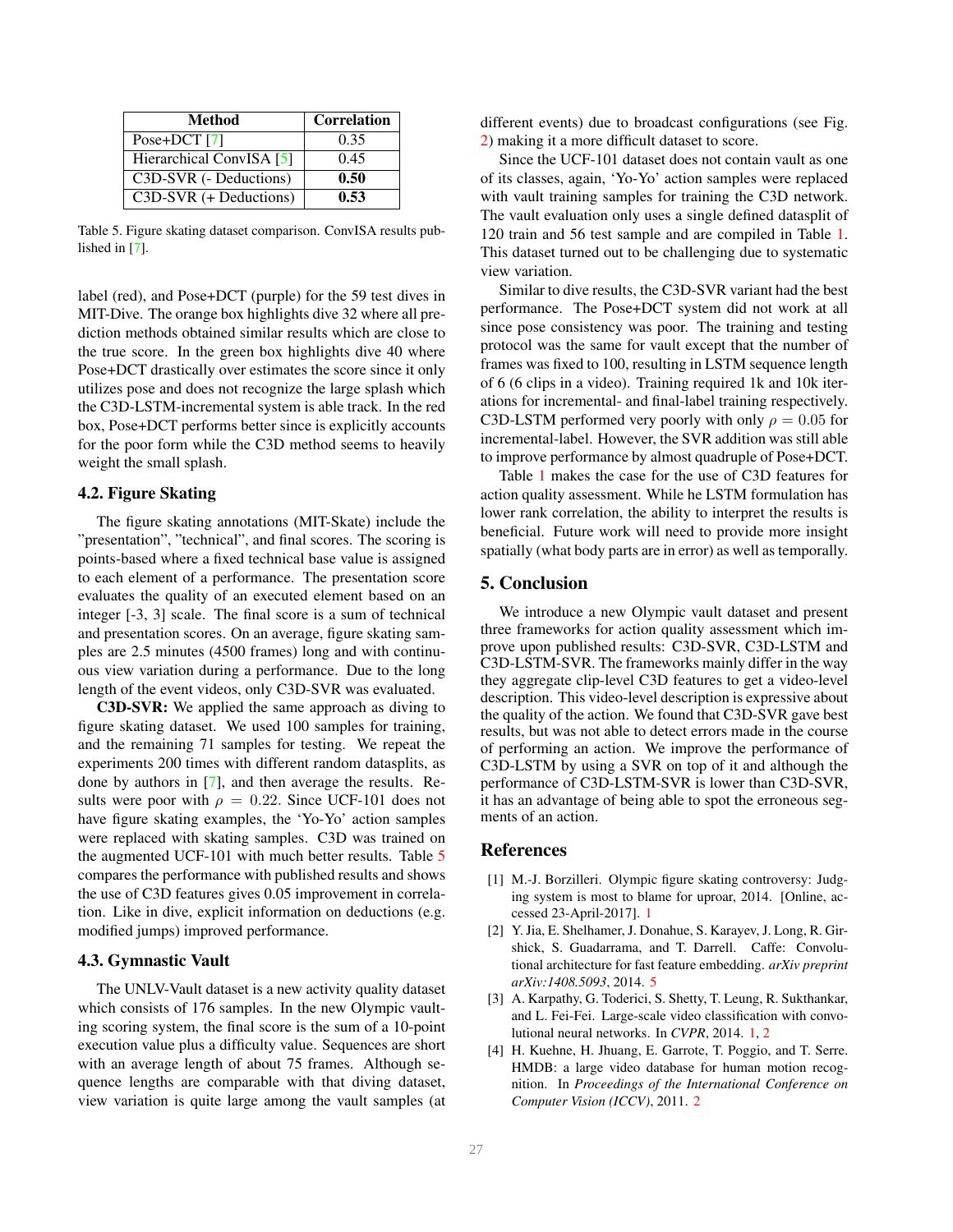| Method | Correlation |
|---|---|
| Pose+DCT [7] | 0.35 |
| Hierarchical ConvISA [5] | 0.45 |
| C3D-SVR (- Deductions) | **0.50** |
| C3D-SVR (+ Deductions) | **0.53** |

Table 5. Figure skating dataset comparison. ConvISA results published in [7].

label (red), and Pose+DCT (purple) for the 59 test dives in MIT-Dive. The orange box highlights dive 32 where all prediction methods obtained similar results which are close to the true score. In the green box highlights dive 40 where Pose+DCT drastically over estimates the score since it only utilizes pose and does not recognize the large splash which the C3D-LSTM-incremental system is able track. In the red box, Pose+DCT performs better since is explicitly accounts for the poor form while the C3D method seems to heavily weight the small splash.

### 4.2. Figure Skating

The figure skating annotations (MIT-Skate) include the "presentation", "technical", and final scores. The scoring is points-based where a fixed technical base value is assigned to each element of a performance. The presentation score evaluates the quality of an executed element based on an integer [-3, 3] scale. The final score is a sum of technical and presentation scores. On an average, figure skating samples are 2.5 minutes (4500 frames) long and with continuous view variation during a performance. Due to the long length of the event videos, only C3D-SVR was evaluated.

**C3D-SVR:** We applied the same approach as diving to figure skating dataset. We used 100 samples for training, and the remaining 71 samples for testing. We repeat the experiments 200 times with different random datasplits, as done by authors in [7], and then average the results. Results were poor with $\rho = 0.22$. Since UCF-101 does not have figure skating examples, the 'Yo-Yo' action samples were replaced with skating samples. C3D was trained on the augmented UCF-101 with much better results. Table 5 compares the performance with published results and shows the use of C3D features gives 0.05 improvement in correlation. Like in dive, explicit information on deductions (e.g. modified jumps) improved performance.

### 4.3. Gymnastic Vault

The UNLV-Vault dataset is a new activity quality dataset which consists of 176 samples. In the new Olympic vaulting scoring system, the final score is the sum of a 10-point execution value plus a difficulty value. Sequences are short with an average length of about 75 frames. Although sequence lengths are comparable with that diving dataset, view variation is quite large among the vault samples (at different events) due to broadcast configurations (see Fig. 2) making it a more difficult dataset to score.

Since the UCF-101 dataset does not contain vault as one of its classes, again, 'Yo-Yo' action samples were replaced with vault training samples for training the C3D network. The vault evaluation only uses a single defined datasplit of 120 train and 56 test sample and are compiled in Table 1. This dataset turned out to be challenging due to systematic view variation.

Similar to dive results, the C3D-SVR variant had the best performance. The Pose+DCT system did not work at all since pose consistency was poor. The training and testing protocol was the same for vault except that the number of frames was fixed to 100, resulting in LSTM sequence length of 6 (6 clips in a video). Training required 1k and 10k iterations for incremental- and final-label training respectively. C3D-LSTM performed very poorly with only $\rho = 0.05$ for incremental-label. However, the SVR addition was still able to improve performance by almost quadruple of Pose+DCT.

Table 1 makes the case for the use of C3D features for action quality assessment. While he LSTM formulation has lower rank correlation, the ability to interpret the results is beneficial. Future work will need to provide more insight spatially (what body parts are in error) as well as temporally.

## 5. Conclusion

We introduce a new Olympic vault dataset and present three frameworks for action quality assessment which improve upon published results: C3D-SVR, C3D-LSTM and C3D-LSTM-SVR. The frameworks mainly differ in the way they aggregate clip-level C3D features to get a video-level description. This video-level description is expressive about the quality of the action. We found that C3D-SVR gave best results, but was not able to detect errors made in the course of performing an action. We improve the performance of C3D-LSTM by using a SVR on top of it and although the performance of C3D-LSTM-SVR is lower than C3D-SVR, it has an advantage of being able to spot the erroneous segments of an action.

## References

[1] M.-J. Borzilleri. Olympic figure skating controversy: Judging system is most to blame for uproar, 2014. [Online, accessed 23-April-2017]. 1

[2] Y. Jia, E. Shelhamer, J. Donahue, S. Karayev, J. Long, R. Girshick, S. Guadarrama, and T. Darrell. Caffe: Convolutional architecture for fast feature embedding. *arXiv preprint arXiv:1408.5093*, 2014. 5

[3] A. Karpathy, G. Toderici, S. Shetty, T. Leung, R. Sukthankar, and L. Fei-Fei. Large-scale video classification with convolutional neural networks. In *CVPR*, 2014. 1, 2

[4] H. Kuehne, H. Jhuang, E. Garrote, T. Poggio, and T. Serre. HMDB: a large video database for human motion recognition. In *Proceedings of the International Conference on Computer Vision (ICCV)*, 2011. 2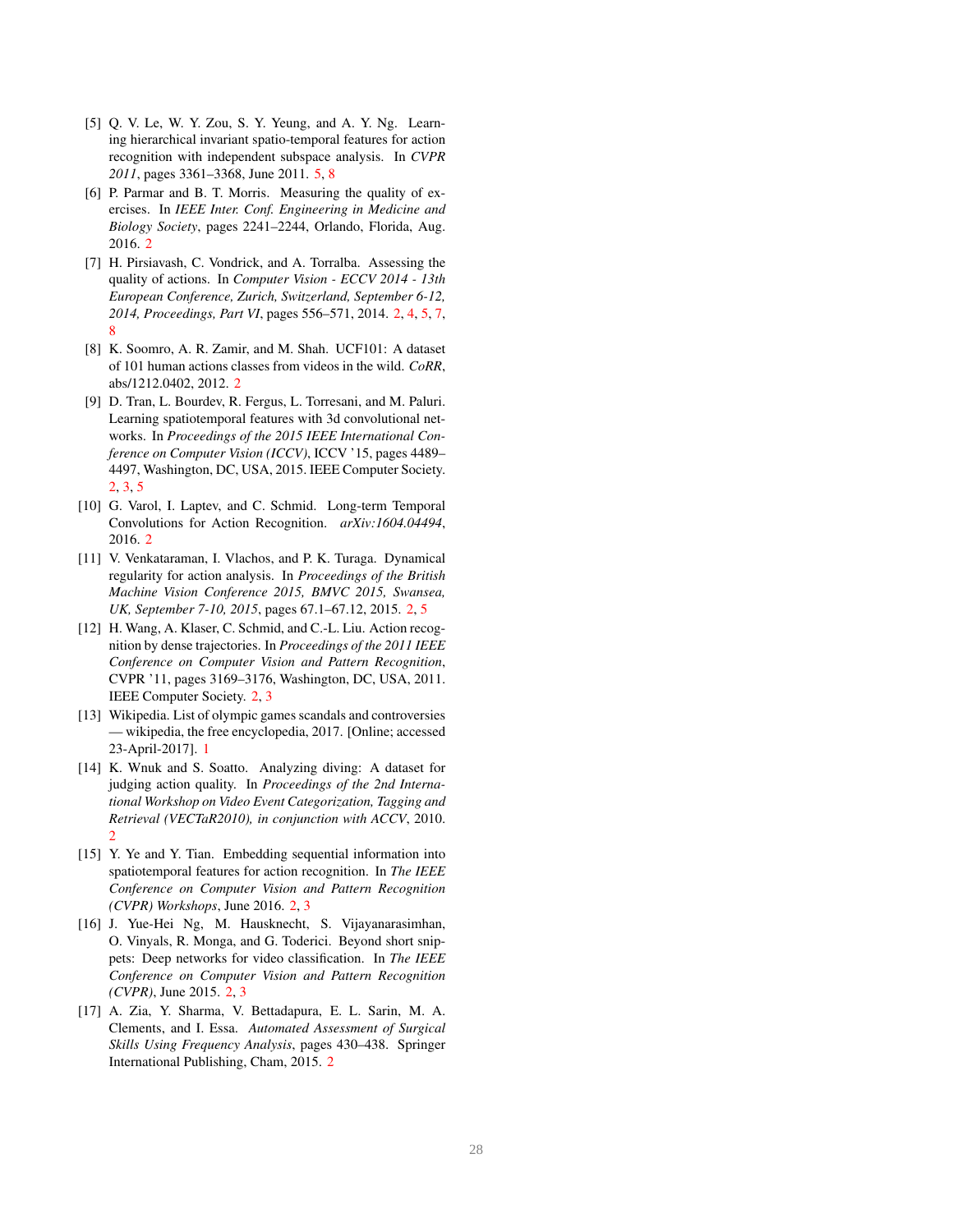[5] Q. V. Le, W. Y. Zou, S. Y. Yeung, and A. Y. Ng. Learning hierarchical invariant spatio-temporal features for action recognition with independent subspace analysis. In *CVPR 2011*, pages 3361–3368, June 2011. 5, 8

[6] P. Parmar and B. T. Morris. Measuring the quality of exercises. In *IEEE Inter. Conf. Engineering in Medicine and Biology Society*, pages 2241–2244, Orlando, Florida, Aug. 2016. 2

[7] H. Pirsiavash, C. Vondrick, and A. Torralba. Assessing the quality of actions. In *Computer Vision - ECCV 2014 - 13th European Conference, Zurich, Switzerland, September 6-12, 2014, Proceedings, Part VI*, pages 556–571, 2014. 2, 4, 5, 7, 8

[8] K. Soomro, A. R. Zamir, and M. Shah. UCF101: A dataset of 101 human actions classes from videos in the wild. *CoRR*, abs/1212.0402, 2012. 2

[9] D. Tran, L. Bourdev, R. Fergus, L. Torresani, and M. Paluri. Learning spatiotemporal features with 3d convolutional networks. In *Proceedings of the 2015 IEEE International Conference on Computer Vision (ICCV)*, ICCV '15, pages 4489–4497, Washington, DC, USA, 2015. IEEE Computer Society. 2, 3, 5

[10] G. Varol, I. Laptev, and C. Schmid. Long-term Temporal Convolutions for Action Recognition. *arXiv:1604.04494*, 2016. 2

[11] V. Venkataraman, I. Vlachos, and P. K. Turaga. Dynamical regularity for action analysis. In *Proceedings of the British Machine Vision Conference 2015, BMVC 2015, Swansea, UK, September 7-10, 2015*, pages 67.1–67.12, 2015. 2, 5

[12] H. Wang, A. Klaser, C. Schmid, and C.-L. Liu. Action recognition by dense trajectories. In *Proceedings of the 2011 IEEE Conference on Computer Vision and Pattern Recognition*, CVPR '11, pages 3169–3176, Washington, DC, USA, 2011. IEEE Computer Society. 2, 3

[13] Wikipedia. List of olympic games scandals and controversies — wikipedia, the free encyclopedia, 2017. [Online; accessed 23-April-2017]. 1

[14] K. Wnuk and S. Soatto. Analyzing diving: A dataset for judging action quality. In *Proceedings of the 2nd International Workshop on Video Event Categorization, Tagging and Retrieval (VECTaR2010), in conjunction with ACCV*, 2010. 2

[15] Y. Ye and Y. Tian. Embedding sequential information into spatiotemporal features for action recognition. In *The IEEE Conference on Computer Vision and Pattern Recognition (CVPR) Workshops*, June 2016. 2, 3

[16] J. Yue-Hei Ng, M. Hausknecht, S. Vijayanarasimhan, O. Vinyals, R. Monga, and G. Toderici. Beyond short snippets: Deep networks for video classification. In *The IEEE Conference on Computer Vision and Pattern Recognition (CVPR)*, June 2015. 2, 3

[17] A. Zia, Y. Sharma, V. Bettadapura, E. L. Sarin, M. A. Clements, and I. Essa. *Automated Assessment of Surgical Skills Using Frequency Analysis*, pages 430–438. Springer International Publishing, Cham, 2015. 2